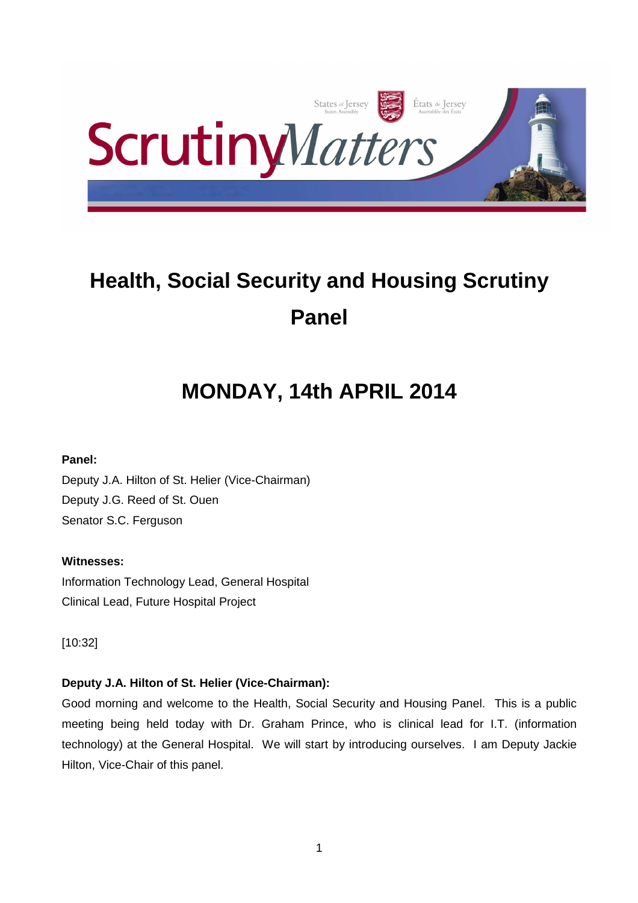# Health, Social Security and Housing Scrutiny Panel

## MONDAY, 14th APRIL 2014

**Panel:**

Deputy J.A. Hilton of St. Helier (Vice-Chairman)
Deputy J.G. Reed of St. Ouen
Senator S.C. Ferguson

**Witnesses:**

Information Technology Lead, General Hospital
Clinical Lead, Future Hospital Project

[10:32]

**Deputy J.A. Hilton of St. Helier (Vice-Chairman):**

Good morning and welcome to the Health, Social Security and Housing Panel. This is a public meeting being held today with Dr. Graham Prince, who is clinical lead for I.T. (information technology) at the General Hospital. We will start by introducing ourselves. I am Deputy Jackie Hilton, Vice-Chair of this panel.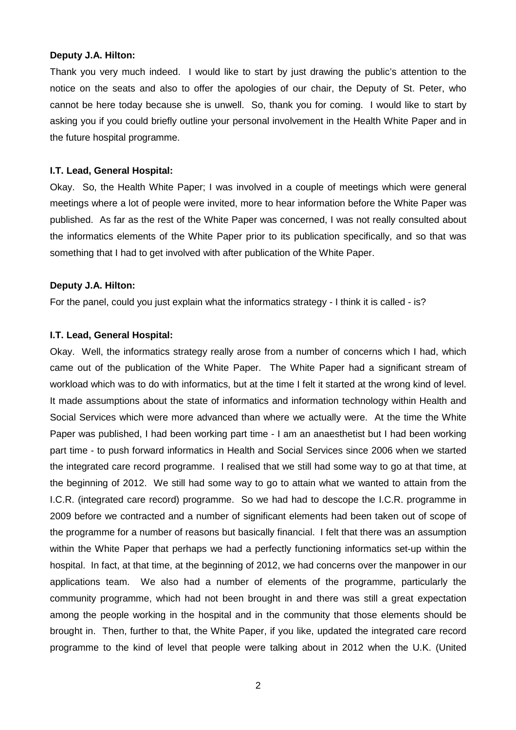**Deputy J.A. Hilton:**

Thank you very much indeed. I would like to start by just drawing the public's attention to the notice on the seats and also to offer the apologies of our chair, the Deputy of St. Peter, who cannot be here today because she is unwell. So, thank you for coming. I would like to start by asking you if you could briefly outline your personal involvement in the Health White Paper and in the future hospital programme.

**I.T. Lead, General Hospital:**

Okay. So, the Health White Paper; I was involved in a couple of meetings which were general meetings where a lot of people were invited, more to hear information before the White Paper was published. As far as the rest of the White Paper was concerned, I was not really consulted about the informatics elements of the White Paper prior to its publication specifically, and so that was something that I had to get involved with after publication of the White Paper.

**Deputy J.A. Hilton:**

For the panel, could you just explain what the informatics strategy - I think it is called - is?

**I.T. Lead, General Hospital:**

Okay. Well, the informatics strategy really arose from a number of concerns which I had, which came out of the publication of the White Paper. The White Paper had a significant stream of workload which was to do with informatics, but at the time I felt it started at the wrong kind of level. It made assumptions about the state of informatics and information technology within Health and Social Services which were more advanced than where we actually were. At the time the White Paper was published, I had been working part time - I am an anaesthetist but I had been working part time - to push forward informatics in Health and Social Services since 2006 when we started the integrated care record programme. I realised that we still had some way to go at that time, at the beginning of 2012. We still had some way to go to attain what we wanted to attain from the I.C.R. (integrated care record) programme. So we had had to descope the I.C.R. programme in 2009 before we contracted and a number of significant elements had been taken out of scope of the programme for a number of reasons but basically financial. I felt that there was an assumption within the White Paper that perhaps we had a perfectly functioning informatics set-up within the hospital. In fact, at that time, at the beginning of 2012, we had concerns over the manpower in our applications team. We also had a number of elements of the programme, particularly the community programme, which had not been brought in and there was still a great expectation among the people working in the hospital and in the community that those elements should be brought in. Then, further to that, the White Paper, if you like, updated the integrated care record programme to the kind of level that people were talking about in 2012 when the U.K. (United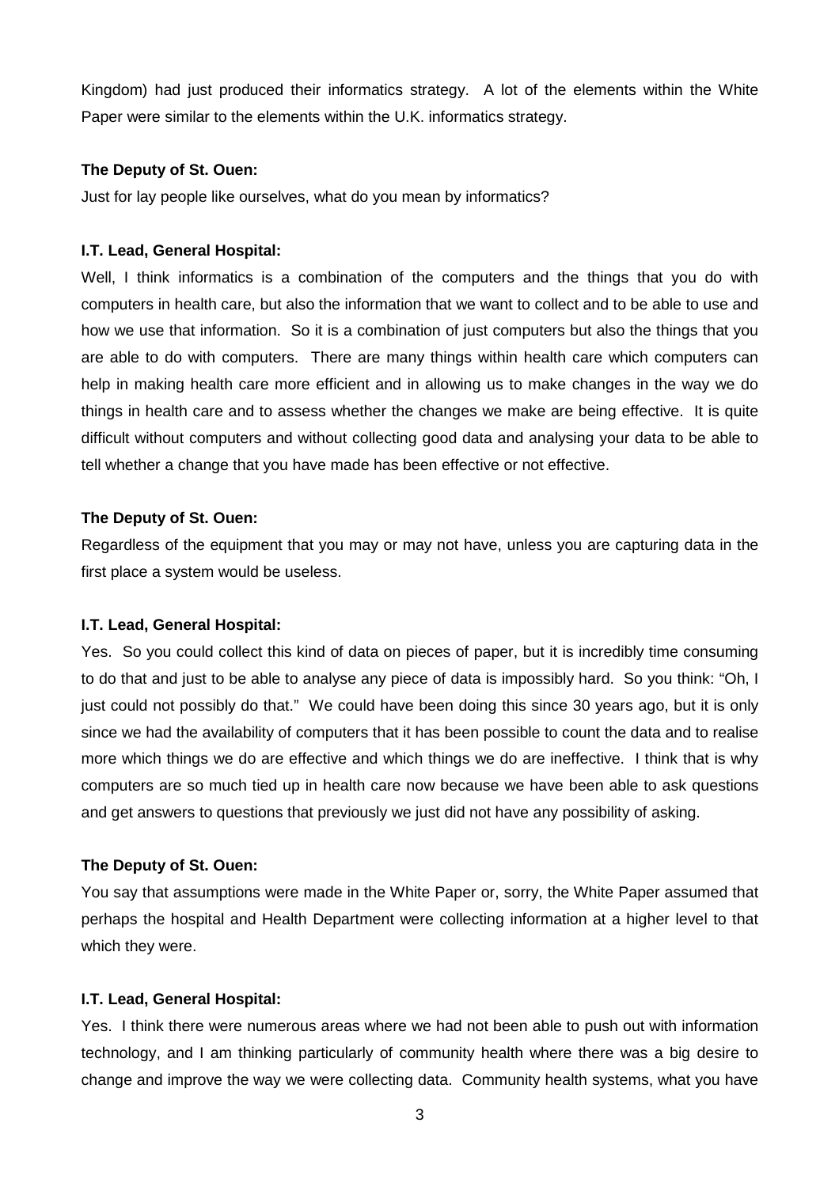Kingdom) had just produced their informatics strategy. A lot of the elements within the White Paper were similar to the elements within the U.K. informatics strategy.

**The Deputy of St. Ouen:**

Just for lay people like ourselves, what do you mean by informatics?

**I.T. Lead, General Hospital:**

Well, I think informatics is a combination of the computers and the things that you do with computers in health care, but also the information that we want to collect and to be able to use and how we use that information. So it is a combination of just computers but also the things that you are able to do with computers. There are many things within health care which computers can help in making health care more efficient and in allowing us to make changes in the way we do things in health care and to assess whether the changes we make are being effective. It is quite difficult without computers and without collecting good data and analysing your data to be able to tell whether a change that you have made has been effective or not effective.

**The Deputy of St. Ouen:**

Regardless of the equipment that you may or may not have, unless you are capturing data in the first place a system would be useless.

**I.T. Lead, General Hospital:**

Yes. So you could collect this kind of data on pieces of paper, but it is incredibly time consuming to do that and just to be able to analyse any piece of data is impossibly hard. So you think: "Oh, I just could not possibly do that." We could have been doing this since 30 years ago, but it is only since we had the availability of computers that it has been possible to count the data and to realise more which things we do are effective and which things we do are ineffective. I think that is why computers are so much tied up in health care now because we have been able to ask questions and get answers to questions that previously we just did not have any possibility of asking.

**The Deputy of St. Ouen:**

You say that assumptions were made in the White Paper or, sorry, the White Paper assumed that perhaps the hospital and Health Department were collecting information at a higher level to that which they were.

**I.T. Lead, General Hospital:**

Yes. I think there were numerous areas where we had not been able to push out with information technology, and I am thinking particularly of community health where there was a big desire to change and improve the way we were collecting data. Community health systems, what you have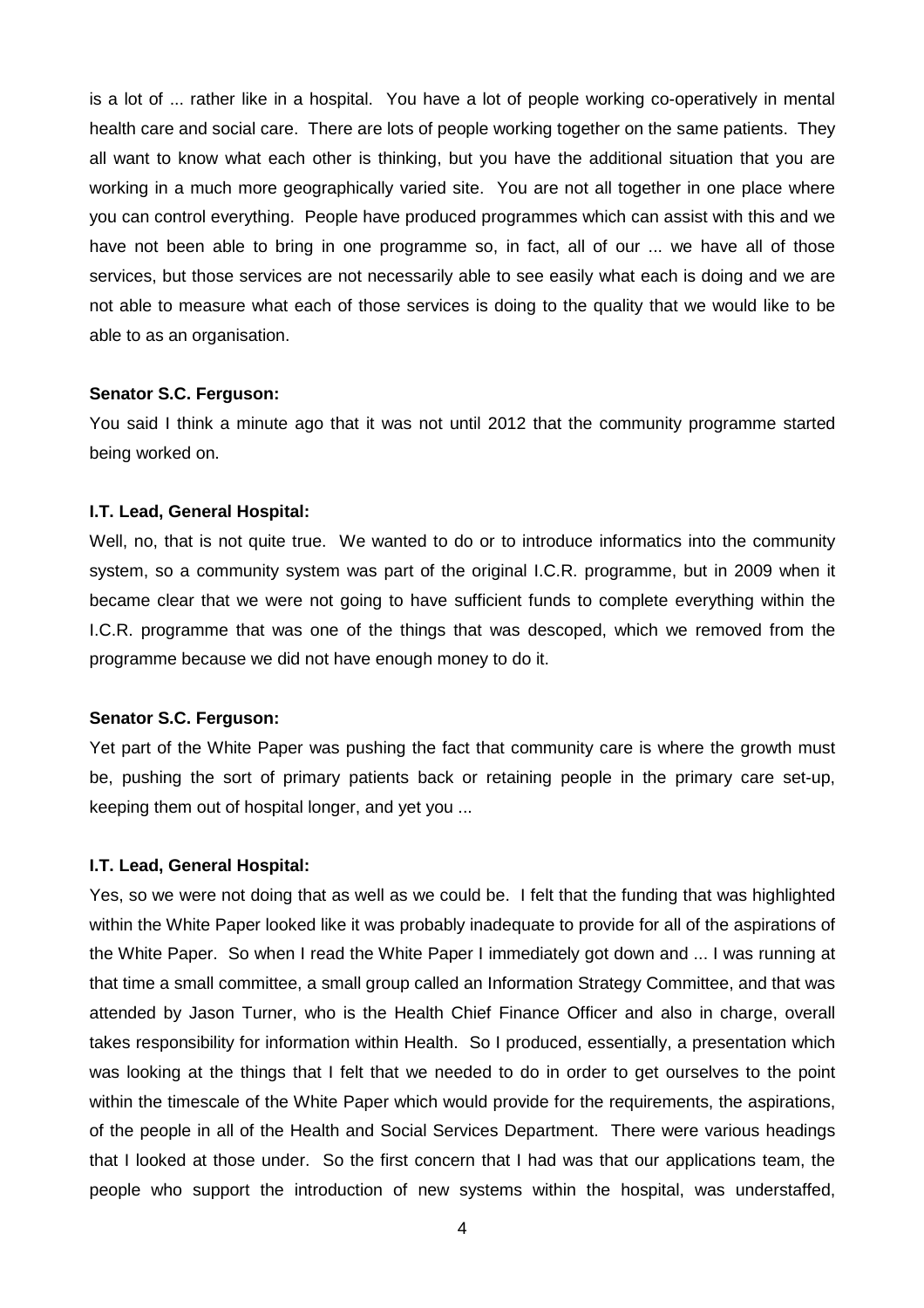is a lot of ... rather like in a hospital. You have a lot of people working co-operatively in mental health care and social care. There are lots of people working together on the same patients. They all want to know what each other is thinking, but you have the additional situation that you are working in a much more geographically varied site. You are not all together in one place where you can control everything. People have produced programmes which can assist with this and we have not been able to bring in one programme so, in fact, all of our ... we have all of those services, but those services are not necessarily able to see easily what each is doing and we are not able to measure what each of those services is doing to the quality that we would like to be able to as an organisation.

**Senator S.C. Ferguson:**

You said I think a minute ago that it was not until 2012 that the community programme started being worked on.

**I.T. Lead, General Hospital:**

Well, no, that is not quite true. We wanted to do or to introduce informatics into the community system, so a community system was part of the original I.C.R. programme, but in 2009 when it became clear that we were not going to have sufficient funds to complete everything within the I.C.R. programme that was one of the things that was descoped, which we removed from the programme because we did not have enough money to do it.

**Senator S.C. Ferguson:**

Yet part of the White Paper was pushing the fact that community care is where the growth must be, pushing the sort of primary patients back or retaining people in the primary care set-up, keeping them out of hospital longer, and yet you ...

**I.T. Lead, General Hospital:**

Yes, so we were not doing that as well as we could be. I felt that the funding that was highlighted within the White Paper looked like it was probably inadequate to provide for all of the aspirations of the White Paper. So when I read the White Paper I immediately got down and ... I was running at that time a small committee, a small group called an Information Strategy Committee, and that was attended by Jason Turner, who is the Health Chief Finance Officer and also in charge, overall takes responsibility for information within Health. So I produced, essentially, a presentation which was looking at the things that I felt that we needed to do in order to get ourselves to the point within the timescale of the White Paper which would provide for the requirements, the aspirations, of the people in all of the Health and Social Services Department. There were various headings that I looked at those under. So the first concern that I had was that our applications team, the people who support the introduction of new systems within the hospital, was understaffed,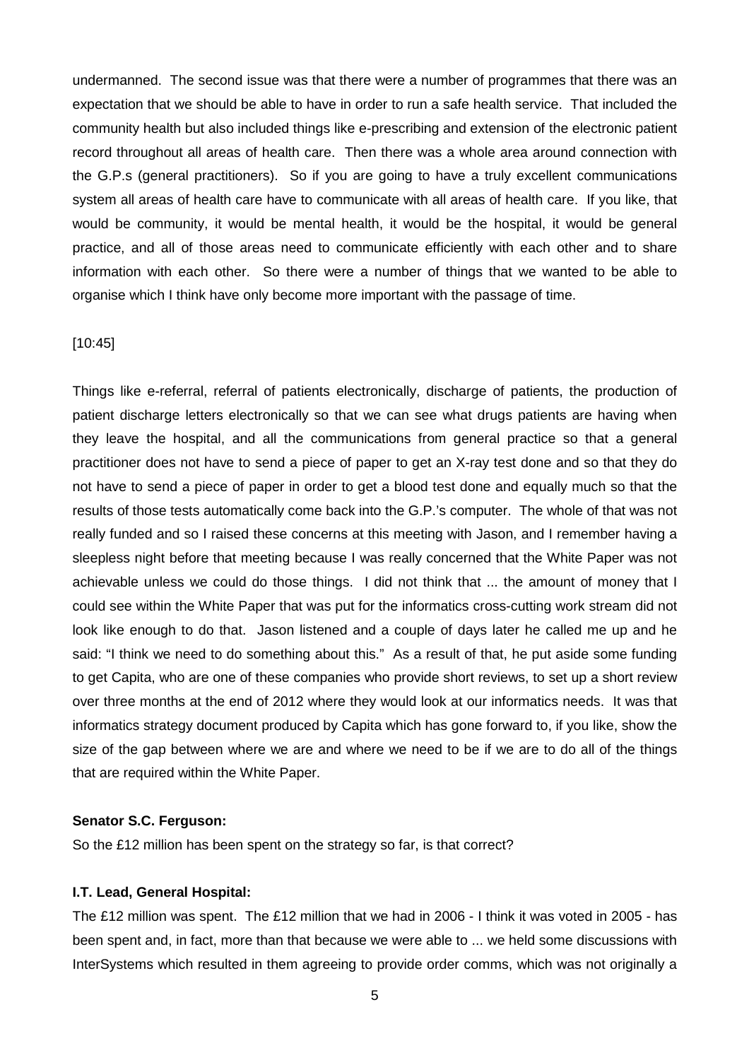undermanned. The second issue was that there were a number of programmes that there was an expectation that we should be able to have in order to run a safe health service. That included the community health but also included things like e-prescribing and extension of the electronic patient record throughout all areas of health care. Then there was a whole area around connection with the G.P.s (general practitioners). So if you are going to have a truly excellent communications system all areas of health care have to communicate with all areas of health care. If you like, that would be community, it would be mental health, it would be the hospital, it would be general practice, and all of those areas need to communicate efficiently with each other and to share information with each other. So there were a number of things that we wanted to be able to organise which I think have only become more important with the passage of time.

[10:45]

Things like e-referral, referral of patients electronically, discharge of patients, the production of patient discharge letters electronically so that we can see what drugs patients are having when they leave the hospital, and all the communications from general practice so that a general practitioner does not have to send a piece of paper to get an X-ray test done and so that they do not have to send a piece of paper in order to get a blood test done and equally much so that the results of those tests automatically come back into the G.P.'s computer. The whole of that was not really funded and so I raised these concerns at this meeting with Jason, and I remember having a sleepless night before that meeting because I was really concerned that the White Paper was not achievable unless we could do those things. I did not think that ... the amount of money that I could see within the White Paper that was put for the informatics cross-cutting work stream did not look like enough to do that. Jason listened and a couple of days later he called me up and he said: "I think we need to do something about this." As a result of that, he put aside some funding to get Capita, who are one of these companies who provide short reviews, to set up a short review over three months at the end of 2012 where they would look at our informatics needs. It was that informatics strategy document produced by Capita which has gone forward to, if you like, show the size of the gap between where we are and where we need to be if we are to do all of the things that are required within the White Paper.

**Senator S.C. Ferguson:**

So the £12 million has been spent on the strategy so far, is that correct?

**I.T. Lead, General Hospital:**

The £12 million was spent. The £12 million that we had in 2006 - I think it was voted in 2005 - has been spent and, in fact, more than that because we were able to ... we held some discussions with InterSystems which resulted in them agreeing to provide order comms, which was not originally a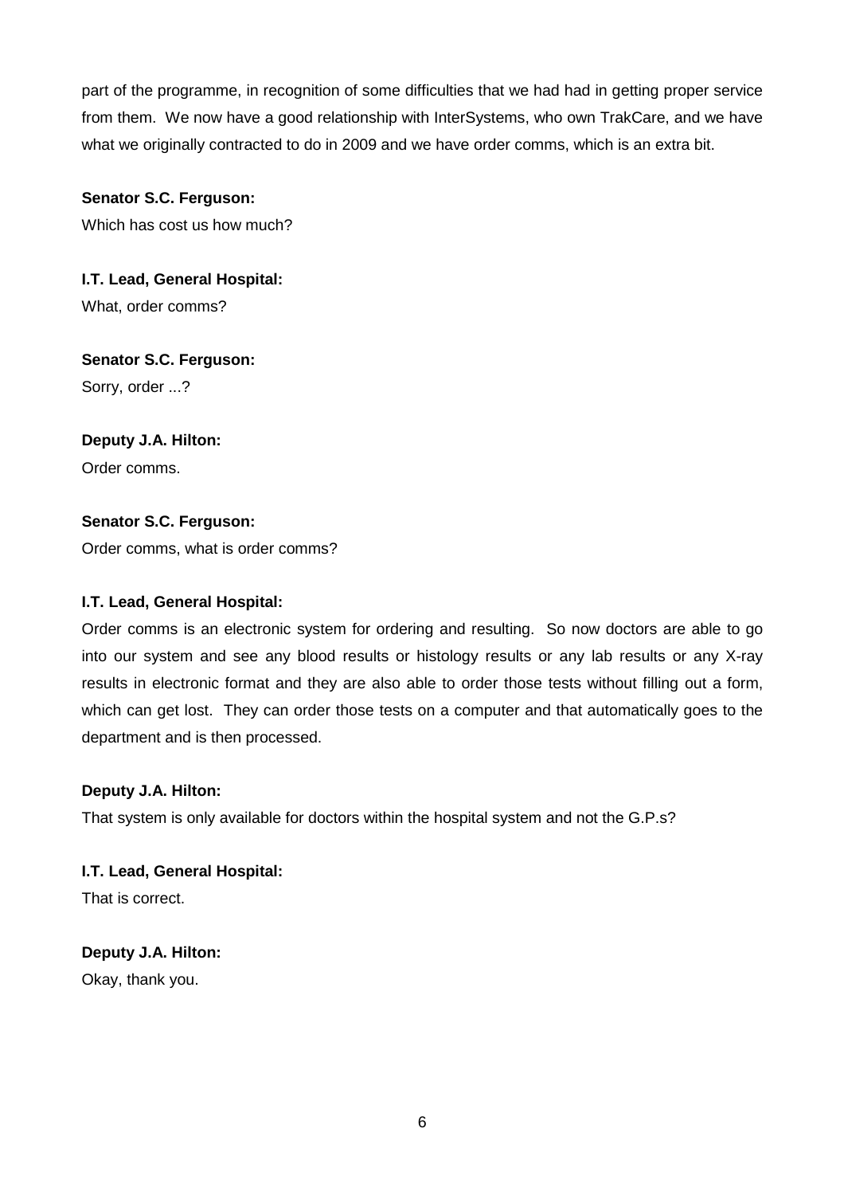part of the programme, in recognition of some difficulties that we had had in getting proper service from them. We now have a good relationship with InterSystems, who own TrakCare, and we have what we originally contracted to do in 2009 and we have order comms, which is an extra bit.

**Senator S.C. Ferguson:**
Which has cost us how much?

**I.T. Lead, General Hospital:**
What, order comms?

**Senator S.C. Ferguson:**
Sorry, order ...?

**Deputy J.A. Hilton:**
Order comms.

**Senator S.C. Ferguson:**
Order comms, what is order comms?

**I.T. Lead, General Hospital:**
Order comms is an electronic system for ordering and resulting. So now doctors are able to go into our system and see any blood results or histology results or any lab results or any X-ray results in electronic format and they are also able to order those tests without filling out a form, which can get lost. They can order those tests on a computer and that automatically goes to the department and is then processed.

**Deputy J.A. Hilton:**
That system is only available for doctors within the hospital system and not the G.P.s?

**I.T. Lead, General Hospital:**
That is correct.

**Deputy J.A. Hilton:**
Okay, thank you.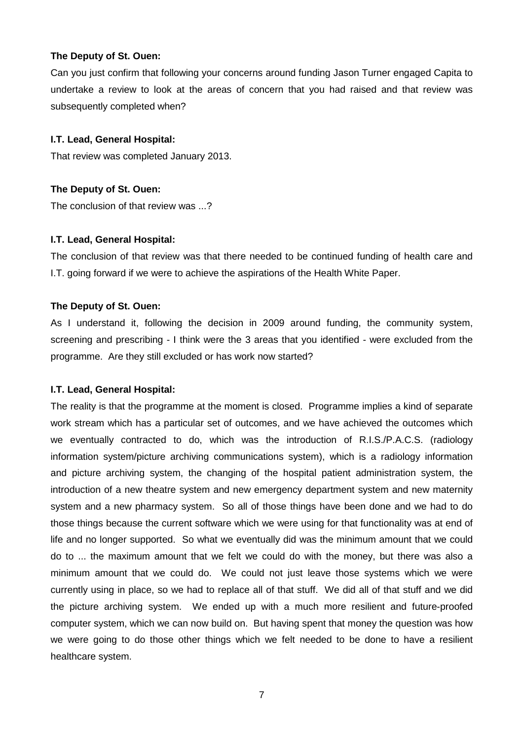**The Deputy of St. Ouen:**

Can you just confirm that following your concerns around funding Jason Turner engaged Capita to undertake a review to look at the areas of concern that you had raised and that review was subsequently completed when?

**I.T. Lead, General Hospital:**

That review was completed January 2013.

**The Deputy of St. Ouen:**

The conclusion of that review was ...?

**I.T. Lead, General Hospital:**

The conclusion of that review was that there needed to be continued funding of health care and I.T. going forward if we were to achieve the aspirations of the Health White Paper.

**The Deputy of St. Ouen:**

As I understand it, following the decision in 2009 around funding, the community system, screening and prescribing - I think were the 3 areas that you identified - were excluded from the programme. Are they still excluded or has work now started?

**I.T. Lead, General Hospital:**

The reality is that the programme at the moment is closed. Programme implies a kind of separate work stream which has a particular set of outcomes, and we have achieved the outcomes which we eventually contracted to do, which was the introduction of R.I.S./P.A.C.S. (radiology information system/picture archiving communications system), which is a radiology information and picture archiving system, the changing of the hospital patient administration system, the introduction of a new theatre system and new emergency department system and new maternity system and a new pharmacy system. So all of those things have been done and we had to do those things because the current software which we were using for that functionality was at end of life and no longer supported. So what we eventually did was the minimum amount that we could do to ... the maximum amount that we felt we could do with the money, but there was also a minimum amount that we could do. We could not just leave those systems which we were currently using in place, so we had to replace all of that stuff. We did all of that stuff and we did the picture archiving system. We ended up with a much more resilient and future-proofed computer system, which we can now build on. But having spent that money the question was how we were going to do those other things which we felt needed to be done to have a resilient healthcare system.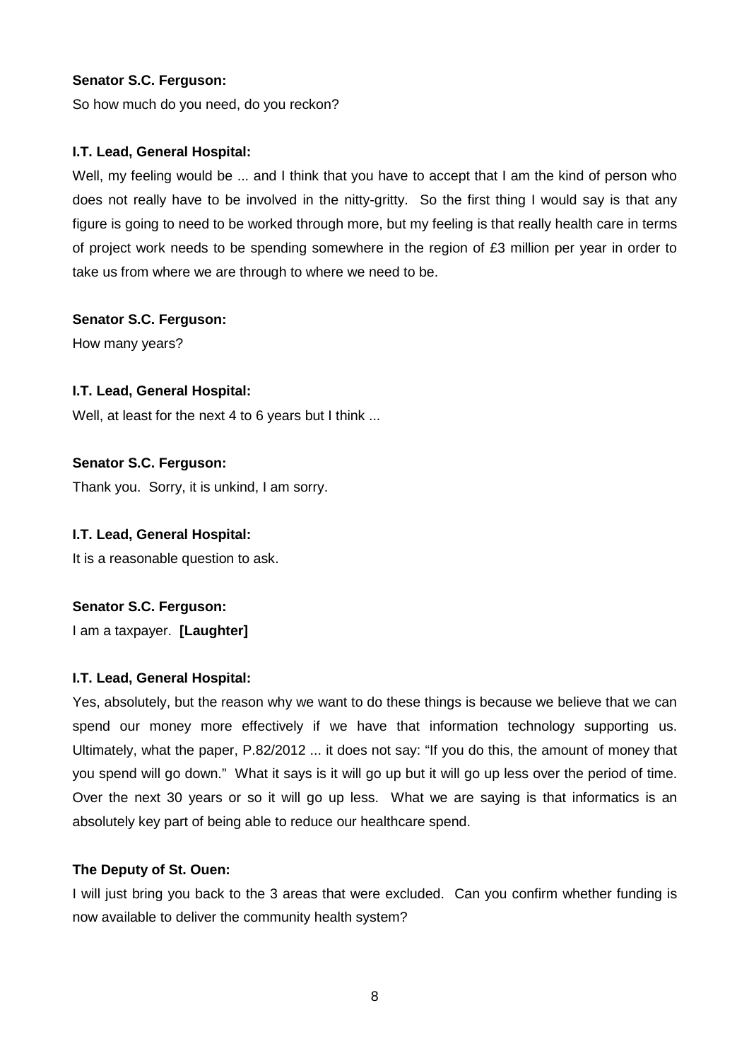**Senator S.C. Ferguson:**

So how much do you need, do you reckon?

**I.T. Lead, General Hospital:**

Well, my feeling would be ... and I think that you have to accept that I am the kind of person who does not really have to be involved in the nitty-gritty. So the first thing I would say is that any figure is going to need to be worked through more, but my feeling is that really health care in terms of project work needs to be spending somewhere in the region of £3 million per year in order to take us from where we are through to where we need to be.

**Senator S.C. Ferguson:**

How many years?

**I.T. Lead, General Hospital:**

Well, at least for the next 4 to 6 years but I think ...

**Senator S.C. Ferguson:**

Thank you. Sorry, it is unkind, I am sorry.

**I.T. Lead, General Hospital:**

It is a reasonable question to ask.

**Senator S.C. Ferguson:**

I am a taxpayer. **[Laughter]**

**I.T. Lead, General Hospital:**

Yes, absolutely, but the reason why we want to do these things is because we believe that we can spend our money more effectively if we have that information technology supporting us. Ultimately, what the paper, P.82/2012 ... it does not say: "If you do this, the amount of money that you spend will go down." What it says is it will go up but it will go up less over the period of time. Over the next 30 years or so it will go up less. What we are saying is that informatics is an absolutely key part of being able to reduce our healthcare spend.

**The Deputy of St. Ouen:**

I will just bring you back to the 3 areas that were excluded. Can you confirm whether funding is now available to deliver the community health system?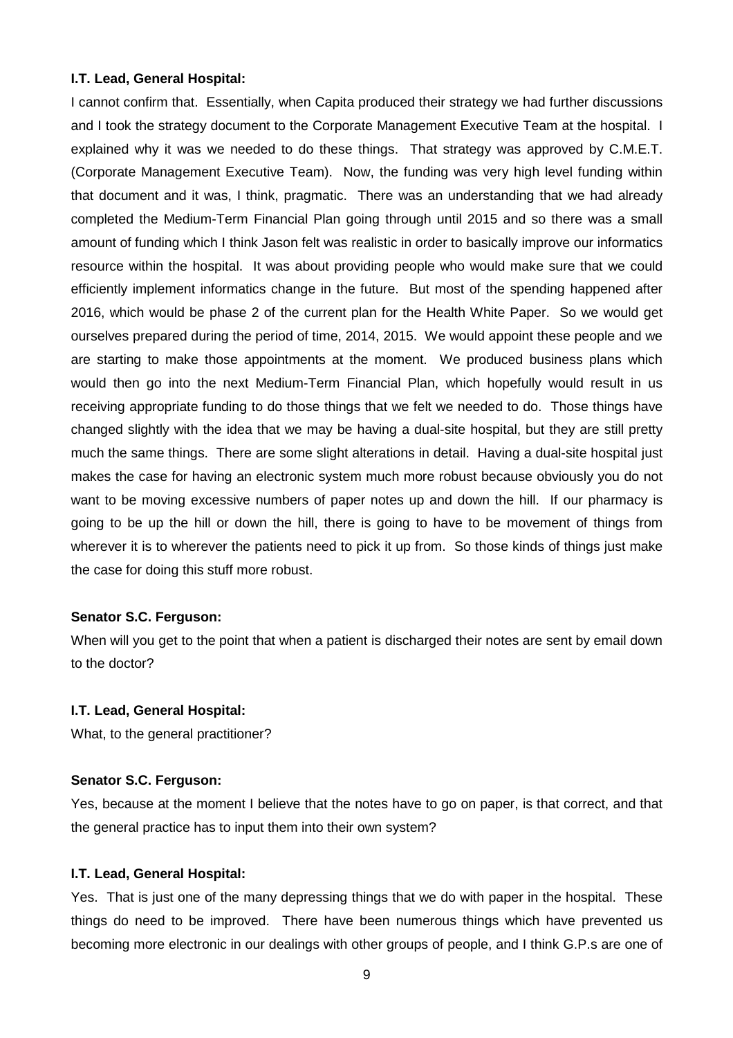**I.T. Lead, General Hospital:**

I cannot confirm that. Essentially, when Capita produced their strategy we had further discussions and I took the strategy document to the Corporate Management Executive Team at the hospital. I explained why it was we needed to do these things. That strategy was approved by C.M.E.T. (Corporate Management Executive Team). Now, the funding was very high level funding within that document and it was, I think, pragmatic. There was an understanding that we had already completed the Medium-Term Financial Plan going through until 2015 and so there was a small amount of funding which I think Jason felt was realistic in order to basically improve our informatics resource within the hospital. It was about providing people who would make sure that we could efficiently implement informatics change in the future. But most of the spending happened after 2016, which would be phase 2 of the current plan for the Health White Paper. So we would get ourselves prepared during the period of time, 2014, 2015. We would appoint these people and we are starting to make those appointments at the moment. We produced business plans which would then go into the next Medium-Term Financial Plan, which hopefully would result in us receiving appropriate funding to do those things that we felt we needed to do. Those things have changed slightly with the idea that we may be having a dual-site hospital, but they are still pretty much the same things. There are some slight alterations in detail. Having a dual-site hospital just makes the case for having an electronic system much more robust because obviously you do not want to be moving excessive numbers of paper notes up and down the hill. If our pharmacy is going to be up the hill or down the hill, there is going to have to be movement of things from wherever it is to wherever the patients need to pick it up from. So those kinds of things just make the case for doing this stuff more robust.

**Senator S.C. Ferguson:**

When will you get to the point that when a patient is discharged their notes are sent by email down to the doctor?

**I.T. Lead, General Hospital:**

What, to the general practitioner?

**Senator S.C. Ferguson:**

Yes, because at the moment I believe that the notes have to go on paper, is that correct, and that the general practice has to input them into their own system?

**I.T. Lead, General Hospital:**

Yes. That is just one of the many depressing things that we do with paper in the hospital. These things do need to be improved. There have been numerous things which have prevented us becoming more electronic in our dealings with other groups of people, and I think G.P.s are one of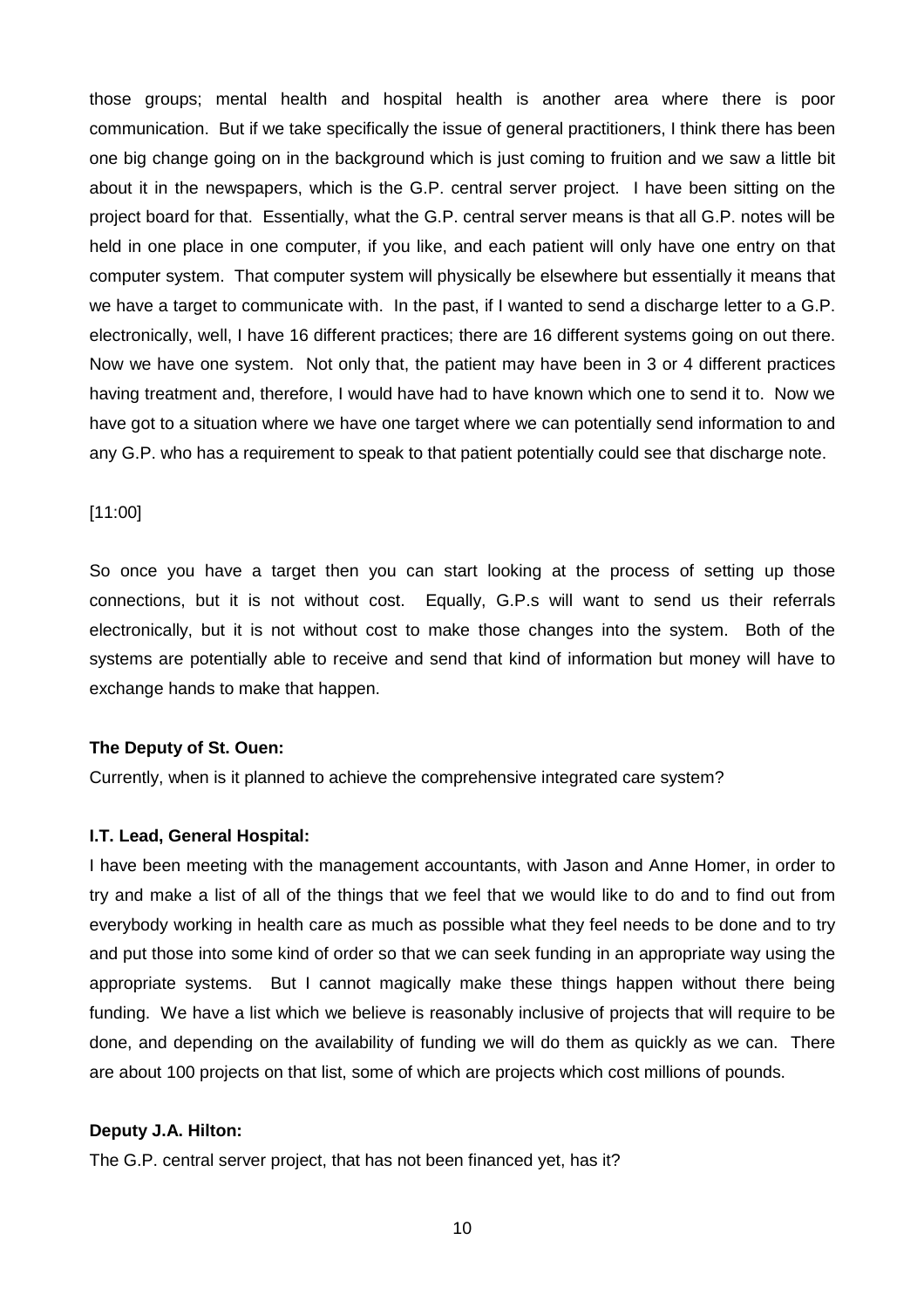those groups; mental health and hospital health is another area where there is poor communication. But if we take specifically the issue of general practitioners, I think there has been one big change going on in the background which is just coming to fruition and we saw a little bit about it in the newspapers, which is the G.P. central server project. I have been sitting on the project board for that. Essentially, what the G.P. central server means is that all G.P. notes will be held in one place in one computer, if you like, and each patient will only have one entry on that computer system. That computer system will physically be elsewhere but essentially it means that we have a target to communicate with. In the past, if I wanted to send a discharge letter to a G.P. electronically, well, I have 16 different practices; there are 16 different systems going on out there. Now we have one system. Not only that, the patient may have been in 3 or 4 different practices having treatment and, therefore, I would have had to have known which one to send it to. Now we have got to a situation where we have one target where we can potentially send information to and any G.P. who has a requirement to speak to that patient potentially could see that discharge note.

[11:00]

So once you have a target then you can start looking at the process of setting up those connections, but it is not without cost. Equally, G.P.s will want to send us their referrals electronically, but it is not without cost to make those changes into the system. Both of the systems are potentially able to receive and send that kind of information but money will have to exchange hands to make that happen.

**The Deputy of St. Ouen:**

Currently, when is it planned to achieve the comprehensive integrated care system?

**I.T. Lead, General Hospital:**

I have been meeting with the management accountants, with Jason and Anne Homer, in order to try and make a list of all of the things that we feel that we would like to do and to find out from everybody working in health care as much as possible what they feel needs to be done and to try and put those into some kind of order so that we can seek funding in an appropriate way using the appropriate systems. But I cannot magically make these things happen without there being funding. We have a list which we believe is reasonably inclusive of projects that will require to be done, and depending on the availability of funding we will do them as quickly as we can. There are about 100 projects on that list, some of which are projects which cost millions of pounds.

**Deputy J.A. Hilton:**

The G.P. central server project, that has not been financed yet, has it?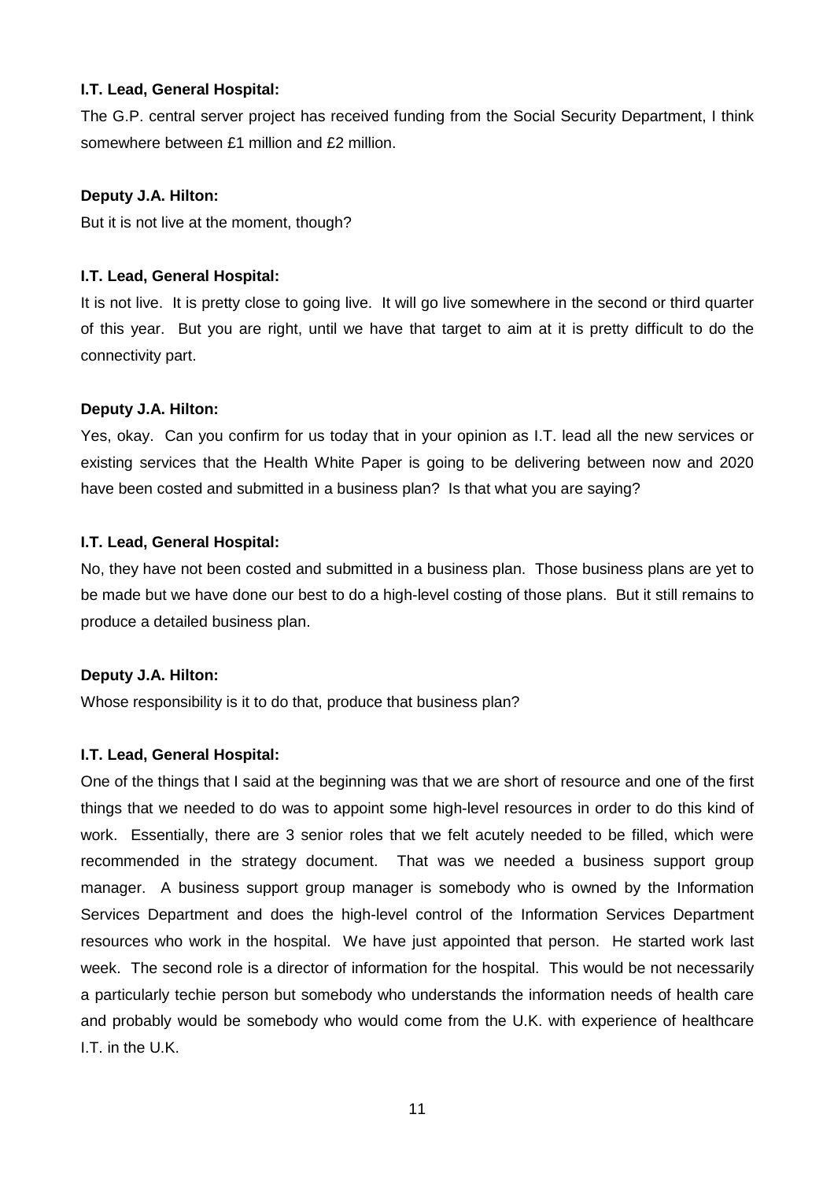**I.T. Lead, General Hospital:**

The G.P. central server project has received funding from the Social Security Department, I think somewhere between £1 million and £2 million.

**Deputy J.A. Hilton:**

But it is not live at the moment, though?

**I.T. Lead, General Hospital:**

It is not live. It is pretty close to going live. It will go live somewhere in the second or third quarter of this year. But you are right, until we have that target to aim at it is pretty difficult to do the connectivity part.

**Deputy J.A. Hilton:**

Yes, okay. Can you confirm for us today that in your opinion as I.T. lead all the new services or existing services that the Health White Paper is going to be delivering between now and 2020 have been costed and submitted in a business plan? Is that what you are saying?

**I.T. Lead, General Hospital:**

No, they have not been costed and submitted in a business plan. Those business plans are yet to be made but we have done our best to do a high-level costing of those plans. But it still remains to produce a detailed business plan.

**Deputy J.A. Hilton:**

Whose responsibility is it to do that, produce that business plan?

**I.T. Lead, General Hospital:**

One of the things that I said at the beginning was that we are short of resource and one of the first things that we needed to do was to appoint some high-level resources in order to do this kind of work. Essentially, there are 3 senior roles that we felt acutely needed to be filled, which were recommended in the strategy document. That was we needed a business support group manager. A business support group manager is somebody who is owned by the Information Services Department and does the high-level control of the Information Services Department resources who work in the hospital. We have just appointed that person. He started work last week. The second role is a director of information for the hospital. This would be not necessarily a particularly techie person but somebody who understands the information needs of health care and probably would be somebody who would come from the U.K. with experience of healthcare I.T. in the U.K.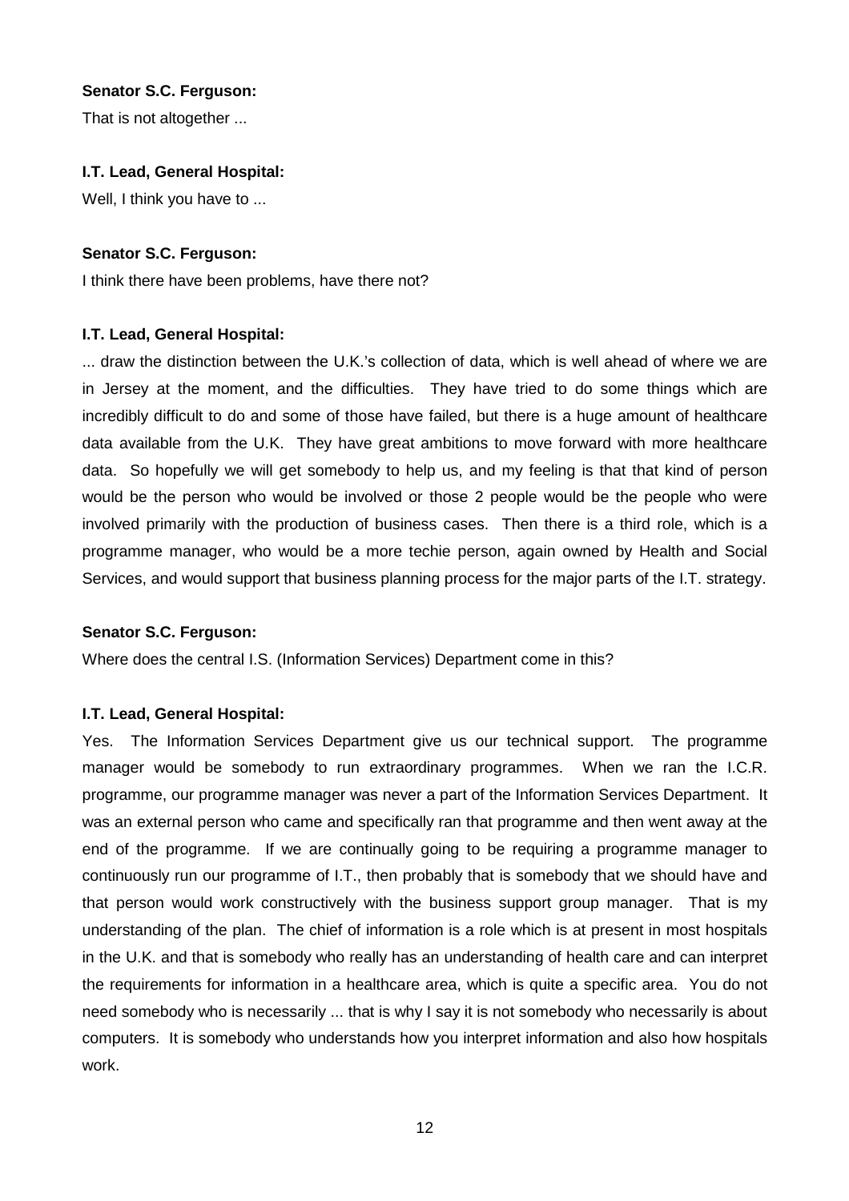**Senator S.C. Ferguson:**

That is not altogether ...

**I.T. Lead, General Hospital:**

Well, I think you have to ...

**Senator S.C. Ferguson:**

I think there have been problems, have there not?

**I.T. Lead, General Hospital:**

... draw the distinction between the U.K.'s collection of data, which is well ahead of where we are in Jersey at the moment, and the difficulties. They have tried to do some things which are incredibly difficult to do and some of those have failed, but there is a huge amount of healthcare data available from the U.K. They have great ambitions to move forward with more healthcare data. So hopefully we will get somebody to help us, and my feeling is that that kind of person would be the person who would be involved or those 2 people would be the people who were involved primarily with the production of business cases. Then there is a third role, which is a programme manager, who would be a more techie person, again owned by Health and Social Services, and would support that business planning process for the major parts of the I.T. strategy.

**Senator S.C. Ferguson:**

Where does the central I.S. (Information Services) Department come in this?

**I.T. Lead, General Hospital:**

Yes. The Information Services Department give us our technical support. The programme manager would be somebody to run extraordinary programmes. When we ran the I.C.R. programme, our programme manager was never a part of the Information Services Department. It was an external person who came and specifically ran that programme and then went away at the end of the programme. If we are continually going to be requiring a programme manager to continuously run our programme of I.T., then probably that is somebody that we should have and that person would work constructively with the business support group manager. That is my understanding of the plan. The chief of information is a role which is at present in most hospitals in the U.K. and that is somebody who really has an understanding of health care and can interpret the requirements for information in a healthcare area, which is quite a specific area. You do not need somebody who is necessarily ... that is why I say it is not somebody who necessarily is about computers. It is somebody who understands how you interpret information and also how hospitals work.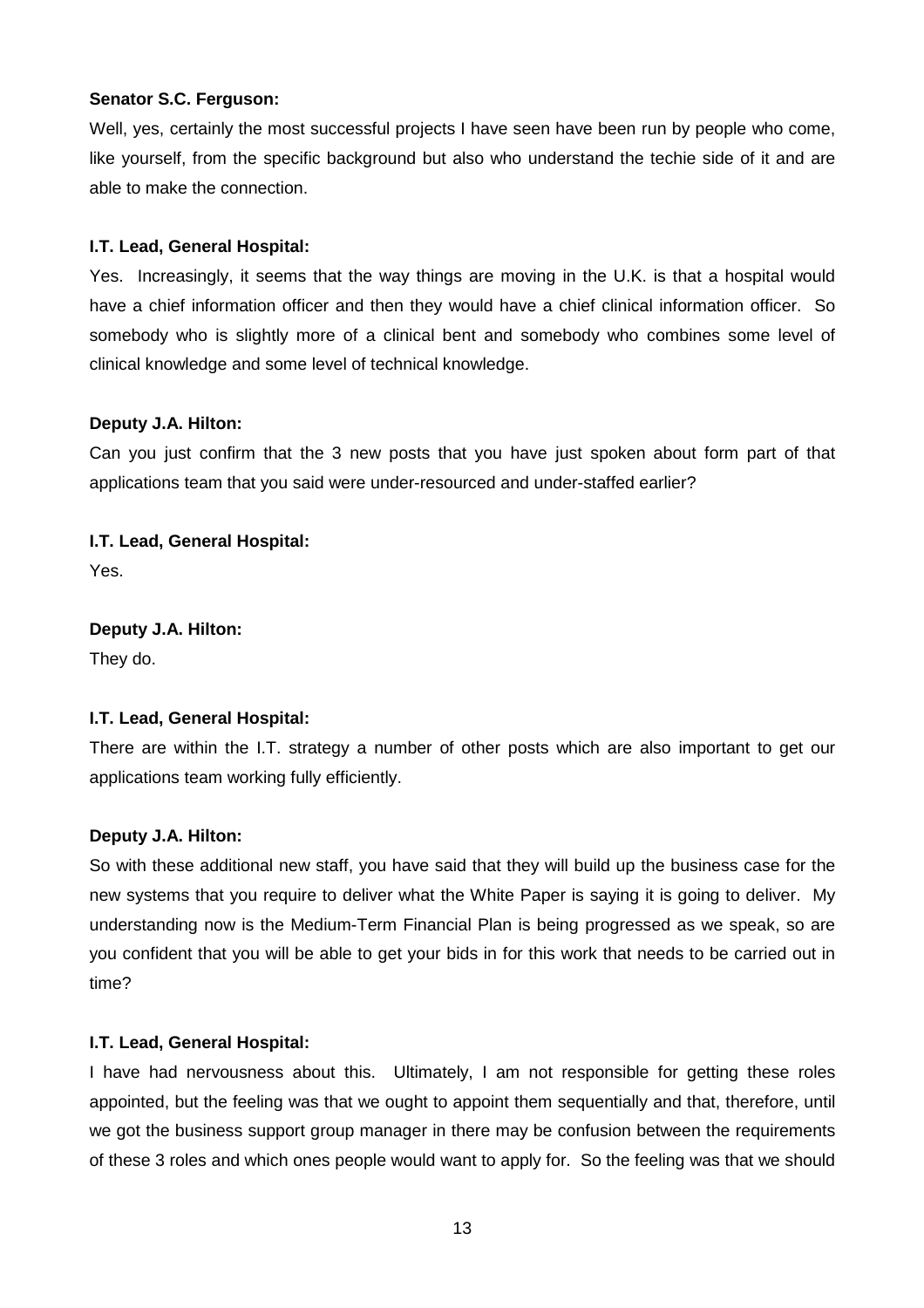**Senator S.C. Ferguson:**

Well, yes, certainly the most successful projects I have seen have been run by people who come, like yourself, from the specific background but also who understand the techie side of it and are able to make the connection.

**I.T. Lead, General Hospital:**

Yes. Increasingly, it seems that the way things are moving in the U.K. is that a hospital would have a chief information officer and then they would have a chief clinical information officer. So somebody who is slightly more of a clinical bent and somebody who combines some level of clinical knowledge and some level of technical knowledge.

**Deputy J.A. Hilton:**

Can you just confirm that the 3 new posts that you have just spoken about form part of that applications team that you said were under-resourced and under-staffed earlier?

**I.T. Lead, General Hospital:**

Yes.

**Deputy J.A. Hilton:**

They do.

**I.T. Lead, General Hospital:**

There are within the I.T. strategy a number of other posts which are also important to get our applications team working fully efficiently.

**Deputy J.A. Hilton:**

So with these additional new staff, you have said that they will build up the business case for the new systems that you require to deliver what the White Paper is saying it is going to deliver. My understanding now is the Medium-Term Financial Plan is being progressed as we speak, so are you confident that you will be able to get your bids in for this work that needs to be carried out in time?

**I.T. Lead, General Hospital:**

I have had nervousness about this. Ultimately, I am not responsible for getting these roles appointed, but the feeling was that we ought to appoint them sequentially and that, therefore, until we got the business support group manager in there may be confusion between the requirements of these 3 roles and which ones people would want to apply for. So the feeling was that we should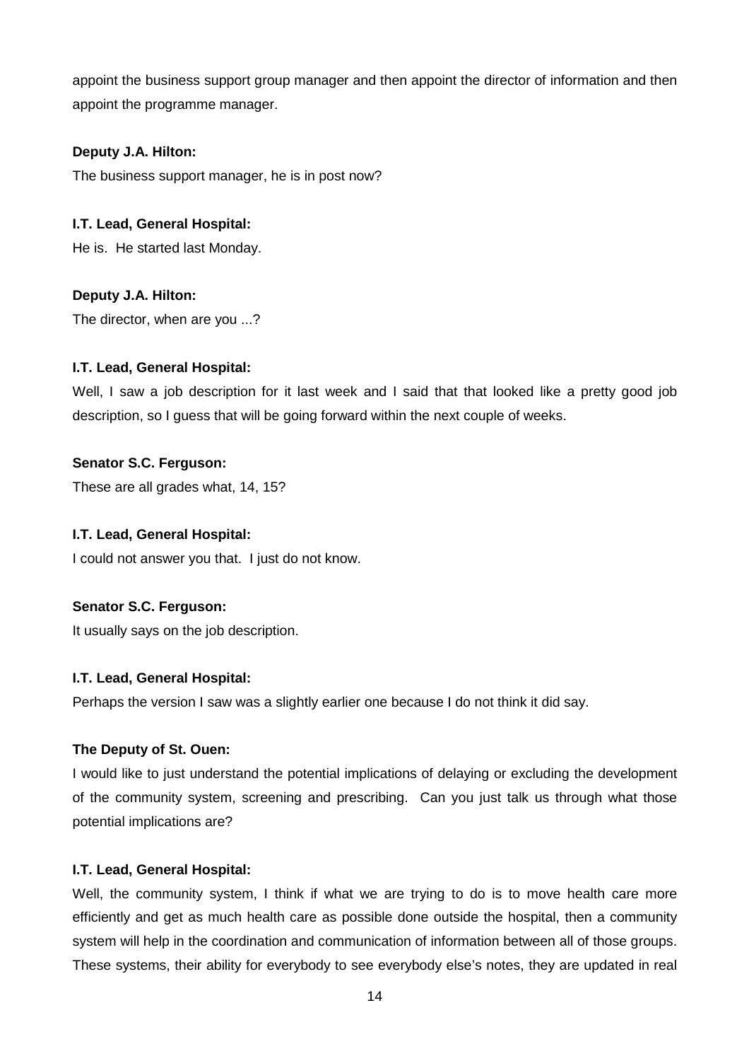appoint the business support group manager and then appoint the director of information and then appoint the programme manager.

**Deputy J.A. Hilton:**

The business support manager, he is in post now?

**I.T. Lead, General Hospital:**

He is. He started last Monday.

**Deputy J.A. Hilton:**

The director, when are you ...?

**I.T. Lead, General Hospital:**

Well, I saw a job description for it last week and I said that that looked like a pretty good job description, so I guess that will be going forward within the next couple of weeks.

**Senator S.C. Ferguson:**

These are all grades what, 14, 15?

**I.T. Lead, General Hospital:**

I could not answer you that. I just do not know.

**Senator S.C. Ferguson:**

It usually says on the job description.

**I.T. Lead, General Hospital:**

Perhaps the version I saw was a slightly earlier one because I do not think it did say.

**The Deputy of St. Ouen:**

I would like to just understand the potential implications of delaying or excluding the development of the community system, screening and prescribing. Can you just talk us through what those potential implications are?

**I.T. Lead, General Hospital:**

Well, the community system, I think if what we are trying to do is to move health care more efficiently and get as much health care as possible done outside the hospital, then a community system will help in the coordination and communication of information between all of those groups. These systems, their ability for everybody to see everybody else's notes, they are updated in real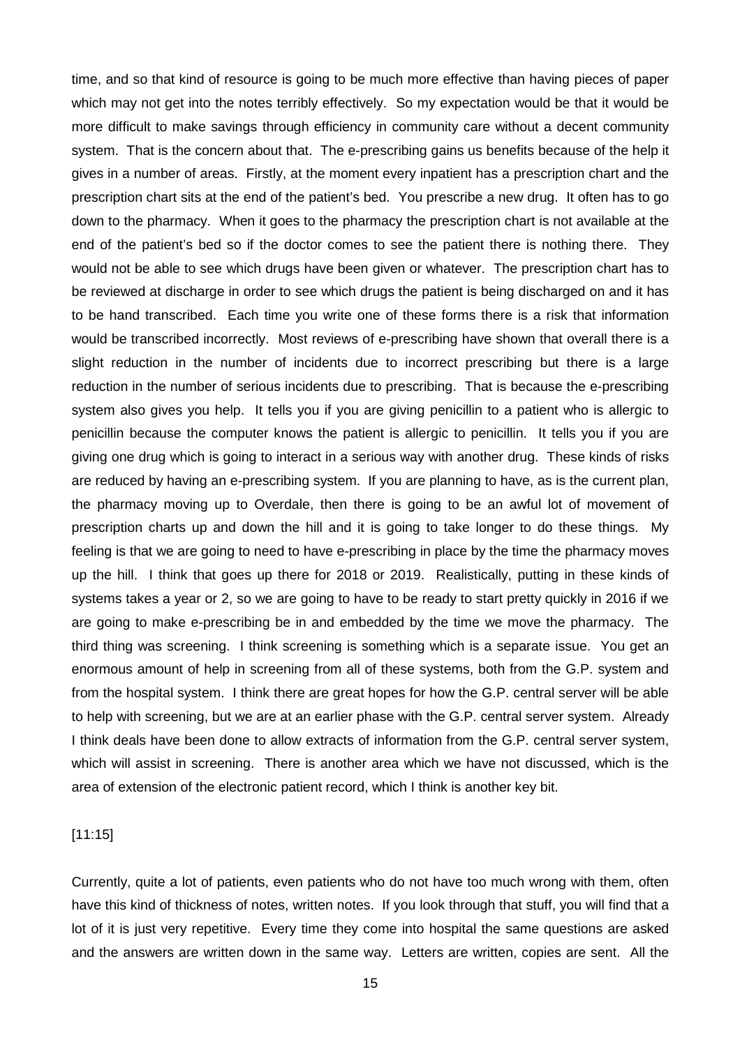time, and so that kind of resource is going to be much more effective than having pieces of paper which may not get into the notes terribly effectively. So my expectation would be that it would be more difficult to make savings through efficiency in community care without a decent community system. That is the concern about that. The e-prescribing gains us benefits because of the help it gives in a number of areas. Firstly, at the moment every inpatient has a prescription chart and the prescription chart sits at the end of the patient's bed. You prescribe a new drug. It often has to go down to the pharmacy. When it goes to the pharmacy the prescription chart is not available at the end of the patient's bed so if the doctor comes to see the patient there is nothing there. They would not be able to see which drugs have been given or whatever. The prescription chart has to be reviewed at discharge in order to see which drugs the patient is being discharged on and it has to be hand transcribed. Each time you write one of these forms there is a risk that information would be transcribed incorrectly. Most reviews of e-prescribing have shown that overall there is a slight reduction in the number of incidents due to incorrect prescribing but there is a large reduction in the number of serious incidents due to prescribing. That is because the e-prescribing system also gives you help. It tells you if you are giving penicillin to a patient who is allergic to penicillin because the computer knows the patient is allergic to penicillin. It tells you if you are giving one drug which is going to interact in a serious way with another drug. These kinds of risks are reduced by having an e-prescribing system. If you are planning to have, as is the current plan, the pharmacy moving up to Overdale, then there is going to be an awful lot of movement of prescription charts up and down the hill and it is going to take longer to do these things. My feeling is that we are going to need to have e-prescribing in place by the time the pharmacy moves up the hill. I think that goes up there for 2018 or 2019. Realistically, putting in these kinds of systems takes a year or 2, so we are going to have to be ready to start pretty quickly in 2016 if we are going to make e-prescribing be in and embedded by the time we move the pharmacy. The third thing was screening. I think screening is something which is a separate issue. You get an enormous amount of help in screening from all of these systems, both from the G.P. system and from the hospital system. I think there are great hopes for how the G.P. central server will be able to help with screening, but we are at an earlier phase with the G.P. central server system. Already I think deals have been done to allow extracts of information from the G.P. central server system, which will assist in screening. There is another area which we have not discussed, which is the area of extension of the electronic patient record, which I think is another key bit.

[11:15]

Currently, quite a lot of patients, even patients who do not have too much wrong with them, often have this kind of thickness of notes, written notes. If you look through that stuff, you will find that a lot of it is just very repetitive. Every time they come into hospital the same questions are asked and the answers are written down in the same way. Letters are written, copies are sent. All the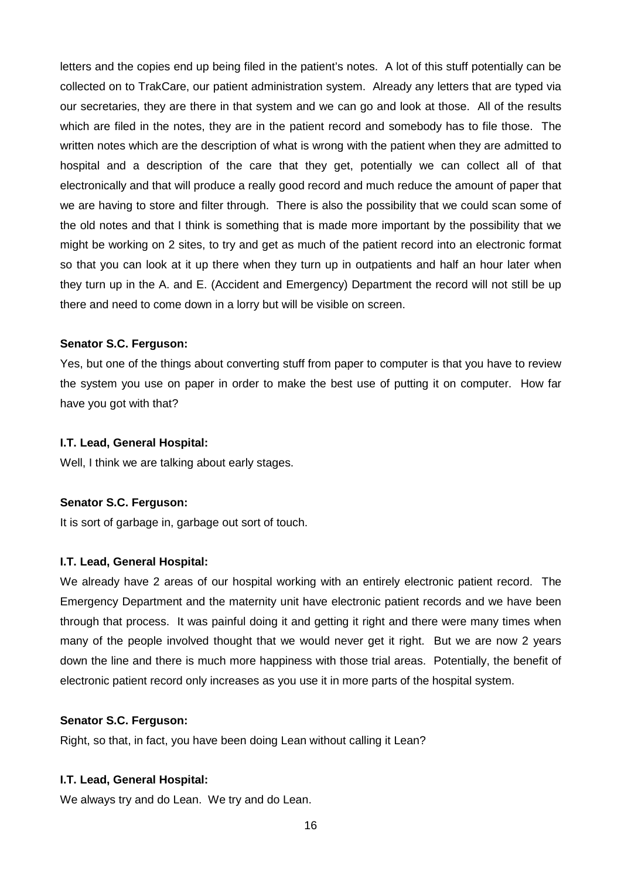letters and the copies end up being filed in the patient's notes. A lot of this stuff potentially can be collected on to TrakCare, our patient administration system. Already any letters that are typed via our secretaries, they are there in that system and we can go and look at those. All of the results which are filed in the notes, they are in the patient record and somebody has to file those. The written notes which are the description of what is wrong with the patient when they are admitted to hospital and a description of the care that they get, potentially we can collect all of that electronically and that will produce a really good record and much reduce the amount of paper that we are having to store and filter through. There is also the possibility that we could scan some of the old notes and that I think is something that is made more important by the possibility that we might be working on 2 sites, to try and get as much of the patient record into an electronic format so that you can look at it up there when they turn up in outpatients and half an hour later when they turn up in the A. and E. (Accident and Emergency) Department the record will not still be up there and need to come down in a lorry but will be visible on screen.

**Senator S.C. Ferguson:**

Yes, but one of the things about converting stuff from paper to computer is that you have to review the system you use on paper in order to make the best use of putting it on computer. How far have you got with that?

**I.T. Lead, General Hospital:**

Well, I think we are talking about early stages.

**Senator S.C. Ferguson:**

It is sort of garbage in, garbage out sort of touch.

**I.T. Lead, General Hospital:**

We already have 2 areas of our hospital working with an entirely electronic patient record. The Emergency Department and the maternity unit have electronic patient records and we have been through that process. It was painful doing it and getting it right and there were many times when many of the people involved thought that we would never get it right. But we are now 2 years down the line and there is much more happiness with those trial areas. Potentially, the benefit of electronic patient record only increases as you use it in more parts of the hospital system.

**Senator S.C. Ferguson:**

Right, so that, in fact, you have been doing Lean without calling it Lean?

**I.T. Lead, General Hospital:**

We always try and do Lean. We try and do Lean.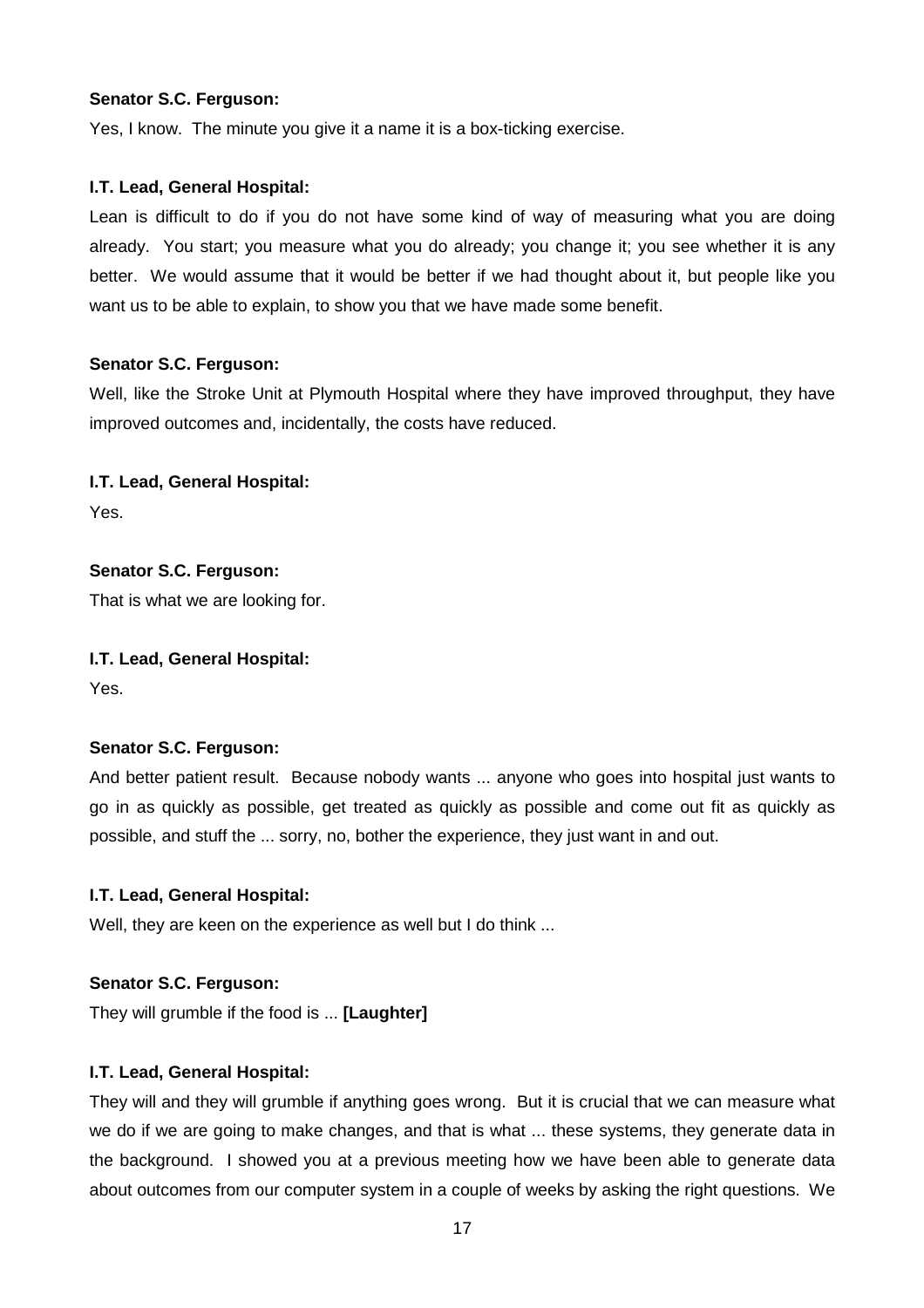**Senator S.C. Ferguson:**

Yes, I know. The minute you give it a name it is a box-ticking exercise.

**I.T. Lead, General Hospital:**

Lean is difficult to do if you do not have some kind of way of measuring what you are doing already. You start; you measure what you do already; you change it; you see whether it is any better. We would assume that it would be better if we had thought about it, but people like you want us to be able to explain, to show you that we have made some benefit.

**Senator S.C. Ferguson:**

Well, like the Stroke Unit at Plymouth Hospital where they have improved throughput, they have improved outcomes and, incidentally, the costs have reduced.

**I.T. Lead, General Hospital:**

Yes.

**Senator S.C. Ferguson:**

That is what we are looking for.

**I.T. Lead, General Hospital:**

Yes.

**Senator S.C. Ferguson:**

And better patient result. Because nobody wants ... anyone who goes into hospital just wants to go in as quickly as possible, get treated as quickly as possible and come out fit as quickly as possible, and stuff the ... sorry, no, bother the experience, they just want in and out.

**I.T. Lead, General Hospital:**

Well, they are keen on the experience as well but I do think ...

**Senator S.C. Ferguson:**

They will grumble if the food is ... **[Laughter]**

**I.T. Lead, General Hospital:**

They will and they will grumble if anything goes wrong. But it is crucial that we can measure what we do if we are going to make changes, and that is what ... these systems, they generate data in the background. I showed you at a previous meeting how we have been able to generate data about outcomes from our computer system in a couple of weeks by asking the right questions. We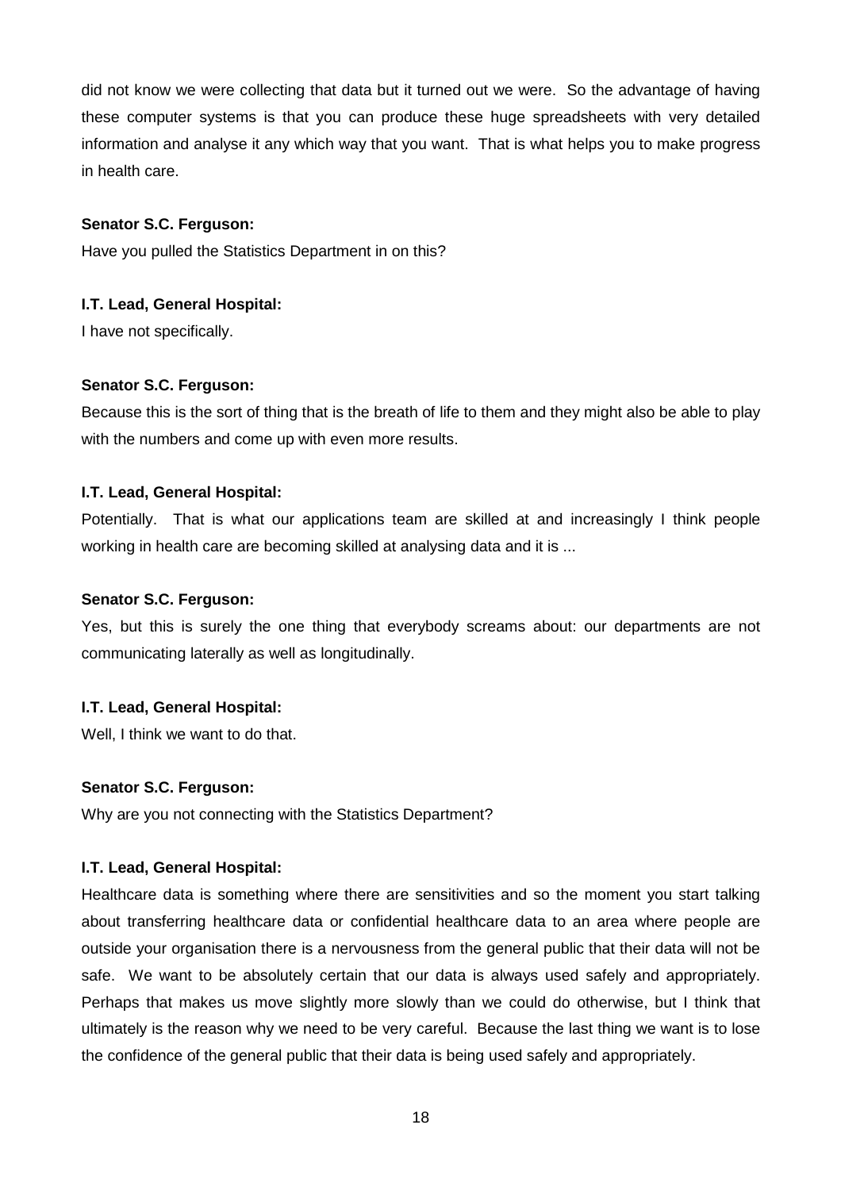did not know we were collecting that data but it turned out we were. So the advantage of having these computer systems is that you can produce these huge spreadsheets with very detailed information and analyse it any which way that you want. That is what helps you to make progress in health care.

**Senator S.C. Ferguson:**

Have you pulled the Statistics Department in on this?

**I.T. Lead, General Hospital:**

I have not specifically.

**Senator S.C. Ferguson:**

Because this is the sort of thing that is the breath of life to them and they might also be able to play with the numbers and come up with even more results.

**I.T. Lead, General Hospital:**

Potentially. That is what our applications team are skilled at and increasingly I think people working in health care are becoming skilled at analysing data and it is ...

**Senator S.C. Ferguson:**

Yes, but this is surely the one thing that everybody screams about: our departments are not communicating laterally as well as longitudinally.

**I.T. Lead, General Hospital:**

Well, I think we want to do that.

**Senator S.C. Ferguson:**

Why are you not connecting with the Statistics Department?

**I.T. Lead, General Hospital:**

Healthcare data is something where there are sensitivities and so the moment you start talking about transferring healthcare data or confidential healthcare data to an area where people are outside your organisation there is a nervousness from the general public that their data will not be safe. We want to be absolutely certain that our data is always used safely and appropriately. Perhaps that makes us move slightly more slowly than we could do otherwise, but I think that ultimately is the reason why we need to be very careful. Because the last thing we want is to lose the confidence of the general public that their data is being used safely and appropriately.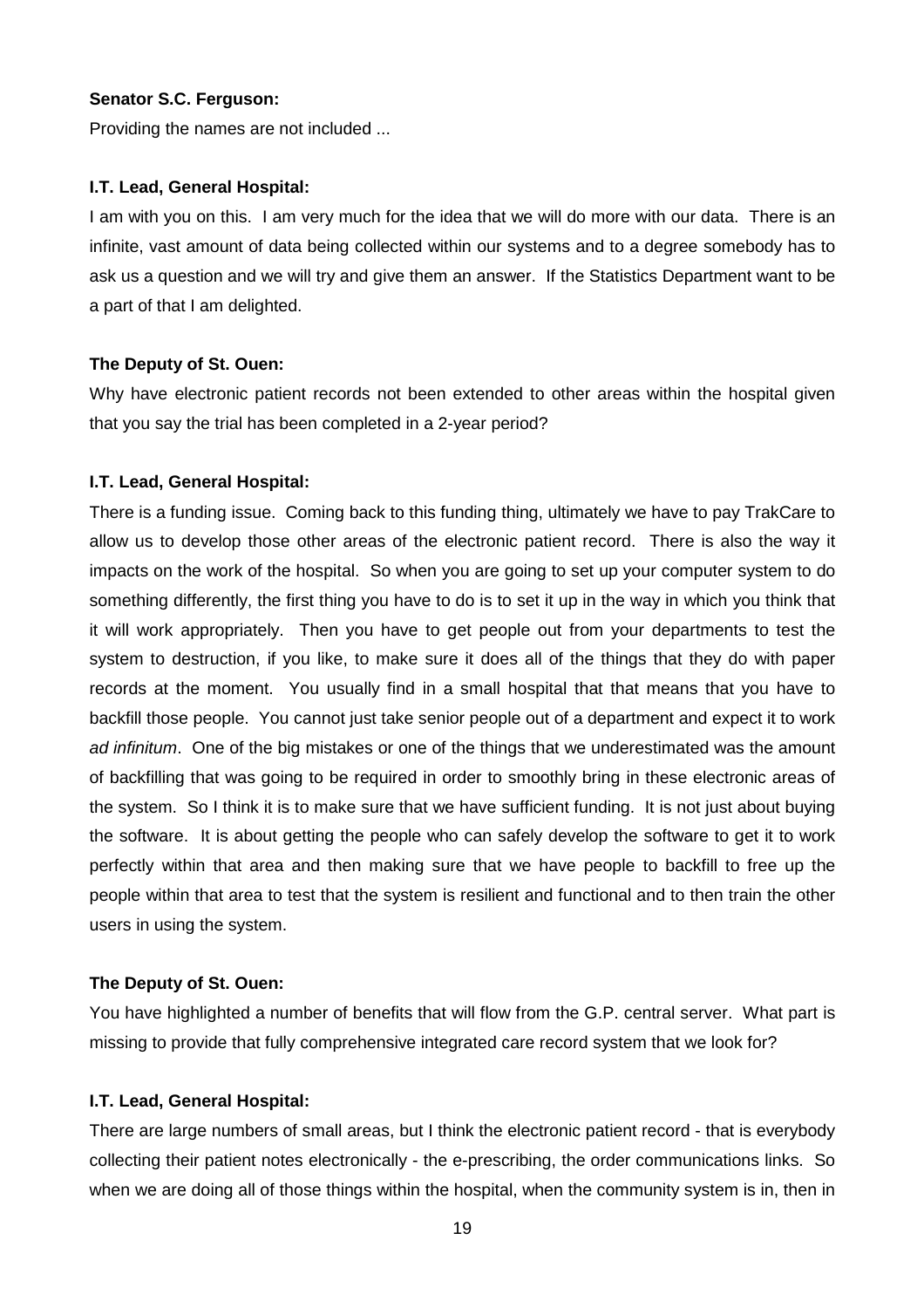**Senator S.C. Ferguson:**

Providing the names are not included ...

**I.T. Lead, General Hospital:**

I am with you on this. I am very much for the idea that we will do more with our data. There is an infinite, vast amount of data being collected within our systems and to a degree somebody has to ask us a question and we will try and give them an answer. If the Statistics Department want to be a part of that I am delighted.

**The Deputy of St. Ouen:**

Why have electronic patient records not been extended to other areas within the hospital given that you say the trial has been completed in a 2-year period?

**I.T. Lead, General Hospital:**

There is a funding issue. Coming back to this funding thing, ultimately we have to pay TrakCare to allow us to develop those other areas of the electronic patient record. There is also the way it impacts on the work of the hospital. So when you are going to set up your computer system to do something differently, the first thing you have to do is to set it up in the way in which you think that it will work appropriately. Then you have to get people out from your departments to test the system to destruction, if you like, to make sure it does all of the things that they do with paper records at the moment. You usually find in a small hospital that that means that you have to backfill those people. You cannot just take senior people out of a department and expect it to work *ad infinitum*. One of the big mistakes or one of the things that we underestimated was the amount of backfilling that was going to be required in order to smoothly bring in these electronic areas of the system. So I think it is to make sure that we have sufficient funding. It is not just about buying the software. It is about getting the people who can safely develop the software to get it to work perfectly within that area and then making sure that we have people to backfill to free up the people within that area to test that the system is resilient and functional and to then train the other users in using the system.

**The Deputy of St. Ouen:**

You have highlighted a number of benefits that will flow from the G.P. central server. What part is missing to provide that fully comprehensive integrated care record system that we look for?

**I.T. Lead, General Hospital:**

There are large numbers of small areas, but I think the electronic patient record - that is everybody collecting their patient notes electronically - the e-prescribing, the order communications links. So when we are doing all of those things within the hospital, when the community system is in, then in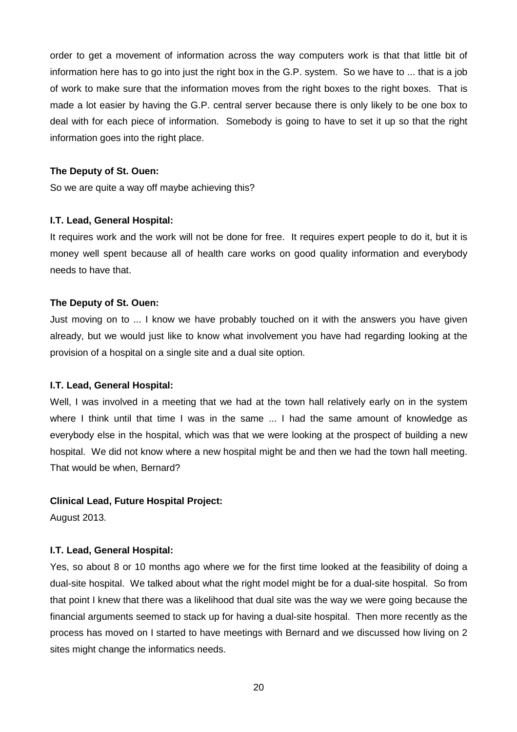order to get a movement of information across the way computers work is that that little bit of information here has to go into just the right box in the G.P. system. So we have to ... that is a job of work to make sure that the information moves from the right boxes to the right boxes. That is made a lot easier by having the G.P. central server because there is only likely to be one box to deal with for each piece of information. Somebody is going to have to set it up so that the right information goes into the right place.

**The Deputy of St. Ouen:**

So we are quite a way off maybe achieving this?

**I.T. Lead, General Hospital:**

It requires work and the work will not be done for free. It requires expert people to do it, but it is money well spent because all of health care works on good quality information and everybody needs to have that.

**The Deputy of St. Ouen:**

Just moving on to ... I know we have probably touched on it with the answers you have given already, but we would just like to know what involvement you have had regarding looking at the provision of a hospital on a single site and a dual site option.

**I.T. Lead, General Hospital:**

Well, I was involved in a meeting that we had at the town hall relatively early on in the system where I think until that time I was in the same ... I had the same amount of knowledge as everybody else in the hospital, which was that we were looking at the prospect of building a new hospital. We did not know where a new hospital might be and then we had the town hall meeting. That would be when, Bernard?

**Clinical Lead, Future Hospital Project:**

August 2013.

**I.T. Lead, General Hospital:**

Yes, so about 8 or 10 months ago where we for the first time looked at the feasibility of doing a dual-site hospital. We talked about what the right model might be for a dual-site hospital. So from that point I knew that there was a likelihood that dual site was the way we were going because the financial arguments seemed to stack up for having a dual-site hospital. Then more recently as the process has moved on I started to have meetings with Bernard and we discussed how living on 2 sites might change the informatics needs.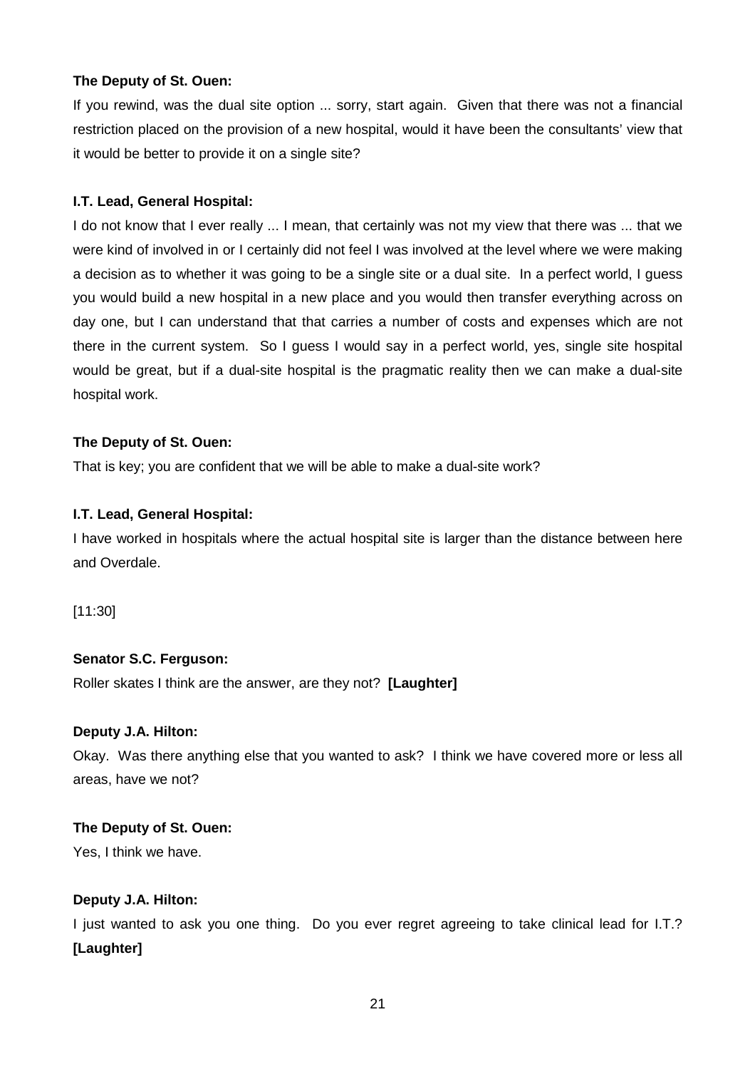**The Deputy of St. Ouen:**

If you rewind, was the dual site option ... sorry, start again. Given that there was not a financial restriction placed on the provision of a new hospital, would it have been the consultants' view that it would be better to provide it on a single site?

**I.T. Lead, General Hospital:**

I do not know that I ever really ... I mean, that certainly was not my view that there was ... that we were kind of involved in or I certainly did not feel I was involved at the level where we were making a decision as to whether it was going to be a single site or a dual site. In a perfect world, I guess you would build a new hospital in a new place and you would then transfer everything across on day one, but I can understand that that carries a number of costs and expenses which are not there in the current system. So I guess I would say in a perfect world, yes, single site hospital would be great, but if a dual-site hospital is the pragmatic reality then we can make a dual-site hospital work.

**The Deputy of St. Ouen:**

That is key; you are confident that we will be able to make a dual-site work?

**I.T. Lead, General Hospital:**

I have worked in hospitals where the actual hospital site is larger than the distance between here and Overdale.

[11:30]

**Senator S.C. Ferguson:**

Roller skates I think are the answer, are they not? **[Laughter]**

**Deputy J.A. Hilton:**

Okay. Was there anything else that you wanted to ask? I think we have covered more or less all areas, have we not?

**The Deputy of St. Ouen:**

Yes, I think we have.

**Deputy J.A. Hilton:**

I just wanted to ask you one thing. Do you ever regret agreeing to take clinical lead for I.T.? **[Laughter]**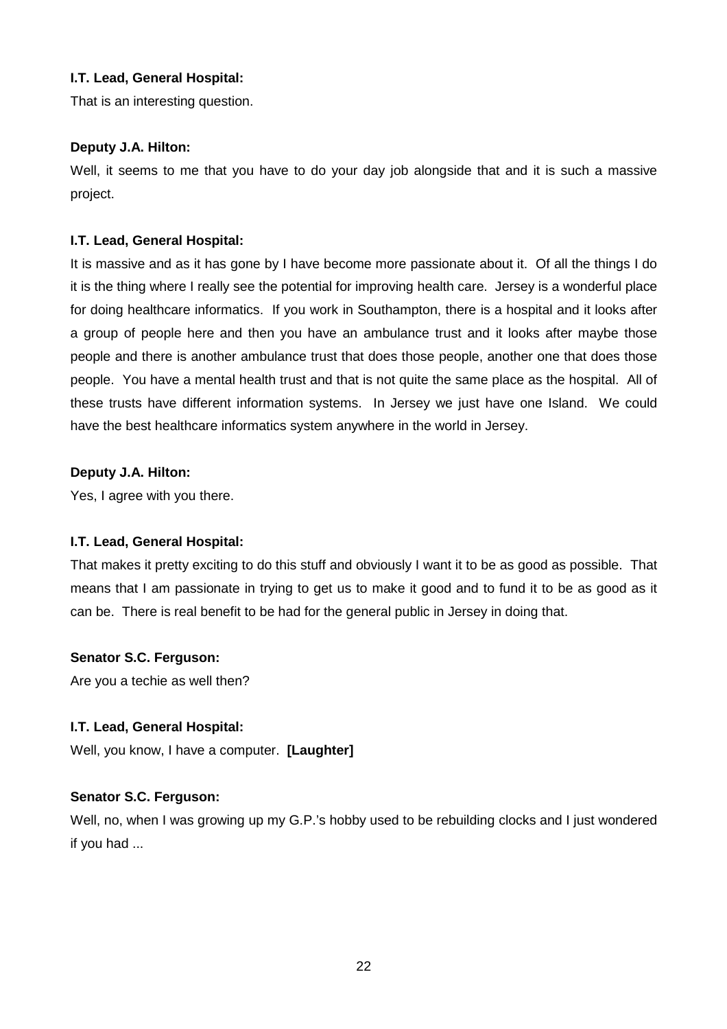**I.T. Lead, General Hospital:**

That is an interesting question.

**Deputy J.A. Hilton:**

Well, it seems to me that you have to do your day job alongside that and it is such a massive project.

**I.T. Lead, General Hospital:**

It is massive and as it has gone by I have become more passionate about it. Of all the things I do it is the thing where I really see the potential for improving health care. Jersey is a wonderful place for doing healthcare informatics. If you work in Southampton, there is a hospital and it looks after a group of people here and then you have an ambulance trust and it looks after maybe those people and there is another ambulance trust that does those people, another one that does those people. You have a mental health trust and that is not quite the same place as the hospital. All of these trusts have different information systems. In Jersey we just have one Island. We could have the best healthcare informatics system anywhere in the world in Jersey.

**Deputy J.A. Hilton:**

Yes, I agree with you there.

**I.T. Lead, General Hospital:**

That makes it pretty exciting to do this stuff and obviously I want it to be as good as possible. That means that I am passionate in trying to get us to make it good and to fund it to be as good as it can be. There is real benefit to be had for the general public in Jersey in doing that.

**Senator S.C. Ferguson:**

Are you a techie as well then?

**I.T. Lead, General Hospital:**

Well, you know, I have a computer. **[Laughter]**

**Senator S.C. Ferguson:**

Well, no, when I was growing up my G.P.'s hobby used to be rebuilding clocks and I just wondered if you had ...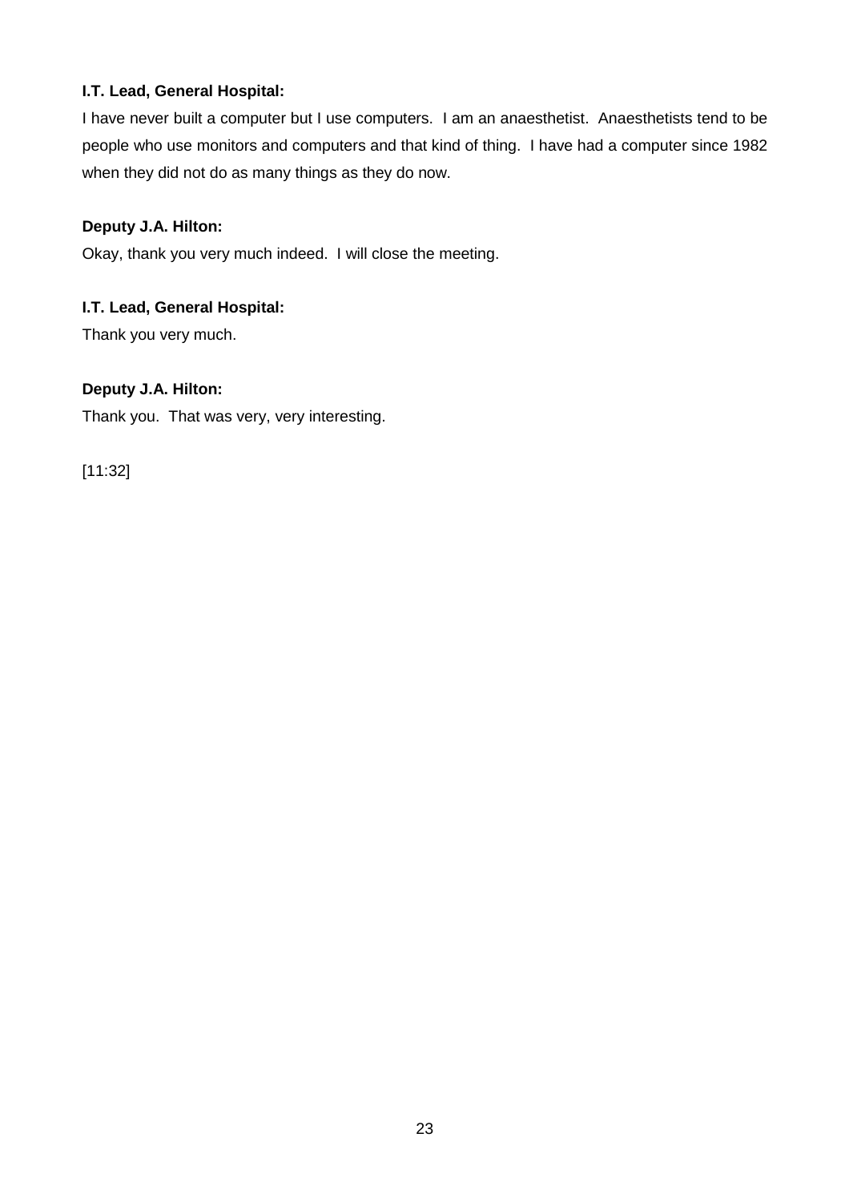**I.T. Lead, General Hospital:**

I have never built a computer but I use computers. I am an anaesthetist. Anaesthetists tend to be people who use monitors and computers and that kind of thing. I have had a computer since 1982 when they did not do as many things as they do now.

**Deputy J.A. Hilton:**

Okay, thank you very much indeed. I will close the meeting.

**I.T. Lead, General Hospital:**

Thank you very much.

**Deputy J.A. Hilton:**

Thank you. That was very, very interesting.

[11:32]